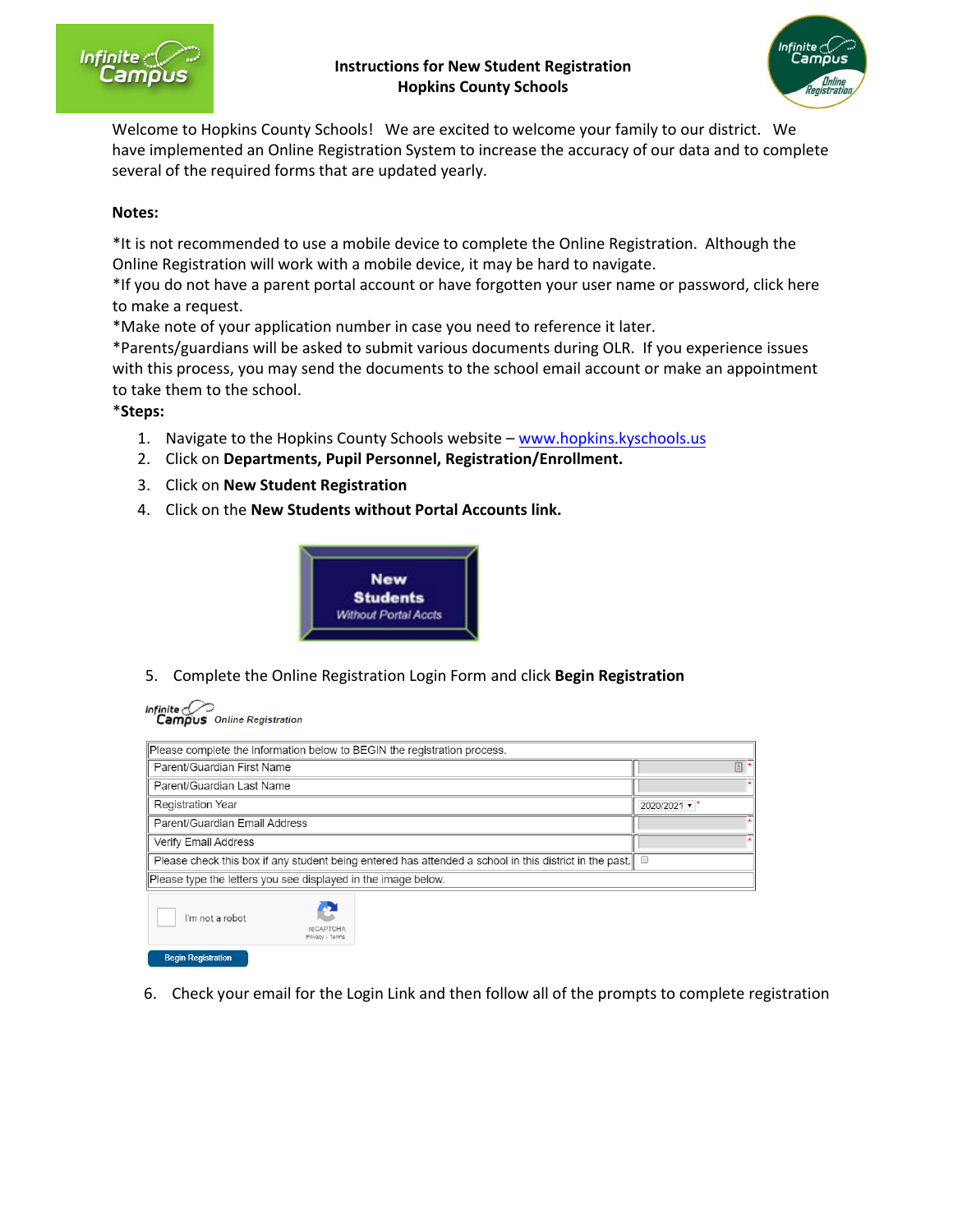# Instructions for New Student Registration
## Hopkins County Schools

Welcome to Hopkins County Schools! We are excited to welcome your family to our district. We have implemented an Online Registration System to increase the accuracy of our data and to complete several of the required forms that are updated yearly.

**Notes:**

*It is not recommended to use a mobile device to complete the Online Registration. Although the Online Registration will work with a mobile device, it may be hard to navigate.
*If you do not have a parent portal account or have forgotten your user name or password, click here to make a request.
*Make note of your application number in case you need to reference it later.
*Parents/guardians will be asked to submit various documents during OLR. If you experience issues with this process, you may send the documents to the school email account or make an appointment to take them to the school.

***Steps:**

1. Navigate to the Hopkins County Schools website – www.hopkins.kyschools.us
2. Click on **Departments, Pupil Personnel, Registration/Enrollment.**
3. Click on **New Student Registration**
4. Click on the **New Students without Portal Accounts link.**

   **New Students** *Without Portal Accts*

5. Complete the Online Registration Login Form and click **Begin Registration**

   Infinite Campus *Online Registration*

| Please complete the information below to BEGIN the registration process. | |
|---|---|
| Parent/Guardian First Name | * |
| Parent/Guardian Last Name | * |
| Registration Year | 2020/2021 * |
| Parent/Guardian Email Address | * |
| Verify Email Address | * |
| Please check this box if any student being entered has attended a school in this district in the past. | ☐ |
| Please type the letters you see displayed in the image below. | |

   ☐ I'm not a robot (reCAPTCHA Privacy - Terms)

   **Begin Registration**

6. Check your email for the Login Link and then follow all of the prompts to complete registration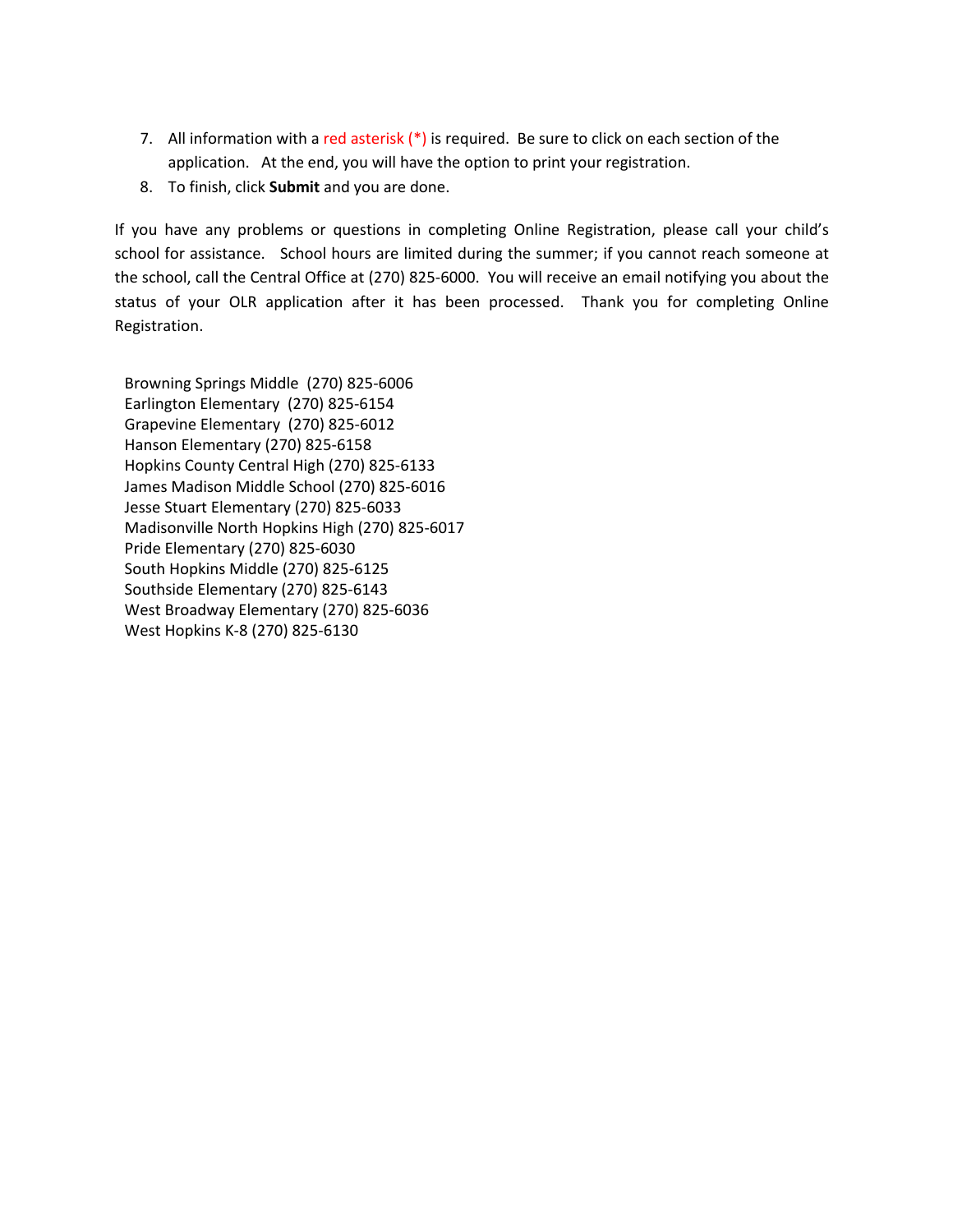7. All information with a red asterisk (*) is required. Be sure to click on each section of the application. At the end, you will have the option to print your registration.
8. To finish, click **Submit** and you are done.

If you have any problems or questions in completing Online Registration, please call your child's school for assistance. School hours are limited during the summer; if you cannot reach someone at the school, call the Central Office at (270) 825-6000. You will receive an email notifying you about the status of your OLR application after it has been processed. Thank you for completing Online Registration.

Browning Springs Middle (270) 825-6006
Earlington Elementary (270) 825-6154
Grapevine Elementary (270) 825-6012
Hanson Elementary (270) 825-6158
Hopkins County Central High (270) 825-6133
James Madison Middle School (270) 825-6016
Jesse Stuart Elementary (270) 825-6033
Madisonville North Hopkins High (270) 825-6017
Pride Elementary (270) 825-6030
South Hopkins Middle (270) 825-6125
Southside Elementary (270) 825-6143
West Broadway Elementary (270) 825-6036
West Hopkins K-8 (270) 825-6130